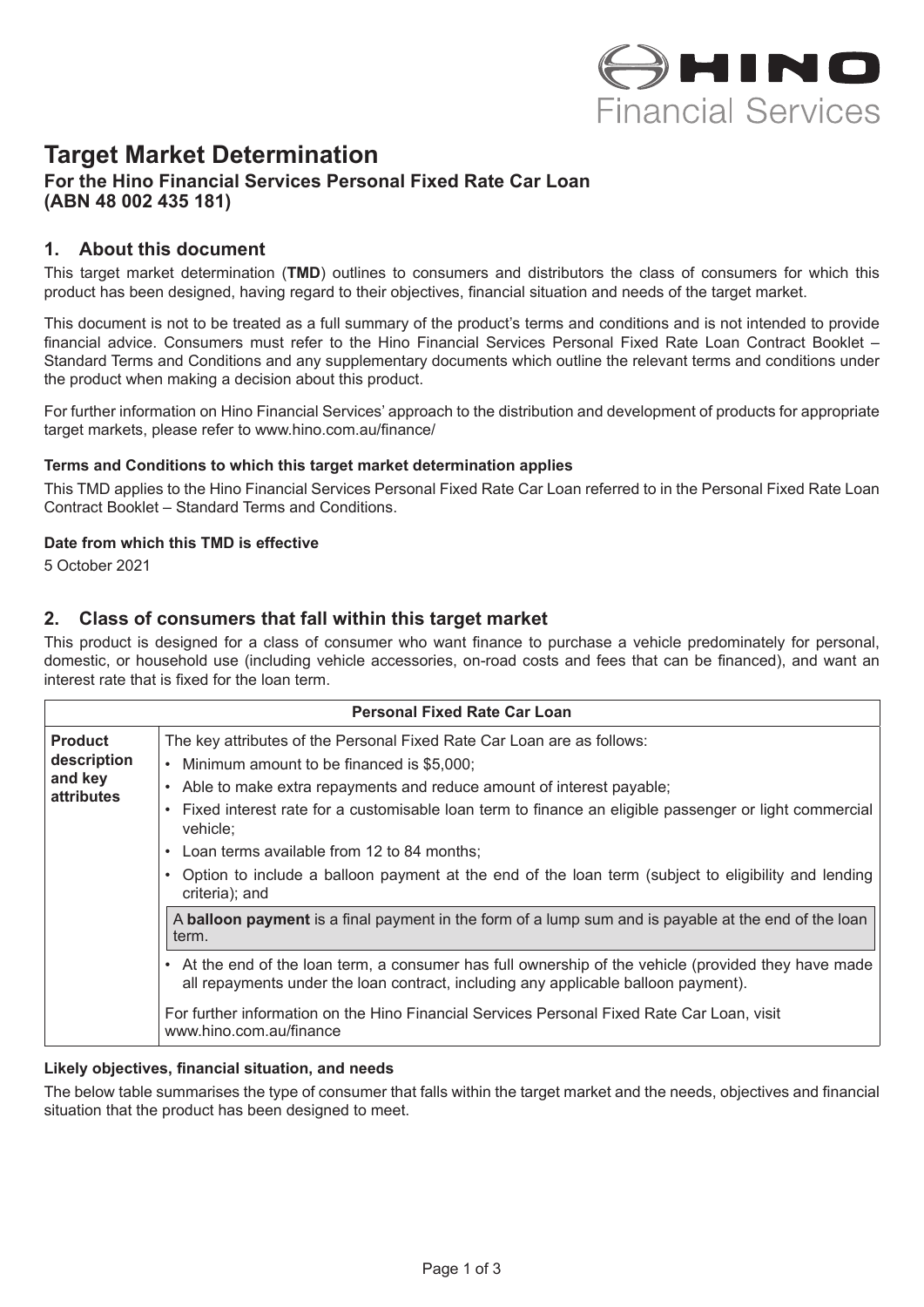# Target Market Determination

**For the Hino Financial Services Personal Fixed Rate Car Loan (ABN 48 002 435 181)**

## 1. About this document

This target market determination (**TMD**) outlines to consumers and distributors the class of consumers for which this product has been designed, having regard to their objectives, financial situation and needs of the target market.

This document is not to be treated as a full summary of the product's terms and conditions and is not intended to provide financial advice. Consumers must refer to the Hino Financial Services Personal Fixed Rate Loan Contract Booklet – Standard Terms and Conditions and any supplementary documents which outline the relevant terms and conditions under the product when making a decision about this product.

For further information on Hino Financial Services' approach to the distribution and development of products for appropriate target markets, please refer to www.hino.com.au/finance/

#### Terms and Conditions to which this target market determination applies

This TMD applies to the Hino Financial Services Personal Fixed Rate Car Loan referred to in the Personal Fixed Rate Loan Contract Booklet – Standard Terms and Conditions.

#### Date from which this TMD is effective

5 October 2021

## 2. Class of consumers that fall within this target market

This product is designed for a class of consumer who want finance to purchase a vehicle predominately for personal, domestic, or household use (including vehicle accessories, on-road costs and fees that can be financed), and want an interest rate that is fixed for the loan term.

| Personal Fixed Rate Car Loan | |
|---|---|
| **Product description and key attributes** | The key attributes of the Personal Fixed Rate Car Loan are as follows:<br>• Minimum amount to be financed is $5,000;<br>• Able to make extra repayments and reduce amount of interest payable;<br>• Fixed interest rate for a customisable loan term to finance an eligible passenger or light commercial vehicle;<br>• Loan terms available from 12 to 84 months;<br>• Option to include a balloon payment at the end of the loan term (subject to eligibility and lending criteria); and<br>A **balloon payment** is a final payment in the form of a lump sum and is payable at the end of the loan term.<br>• At the end of the loan term, a consumer has full ownership of the vehicle (provided they have made all repayments under the loan contract, including any applicable balloon payment).<br>For further information on the Hino Financial Services Personal Fixed Rate Car Loan, visit www.hino.com.au/finance |

#### Likely objectives, financial situation, and needs

The below table summarises the type of consumer that falls within the target market and the needs, objectives and financial situation that the product has been designed to meet.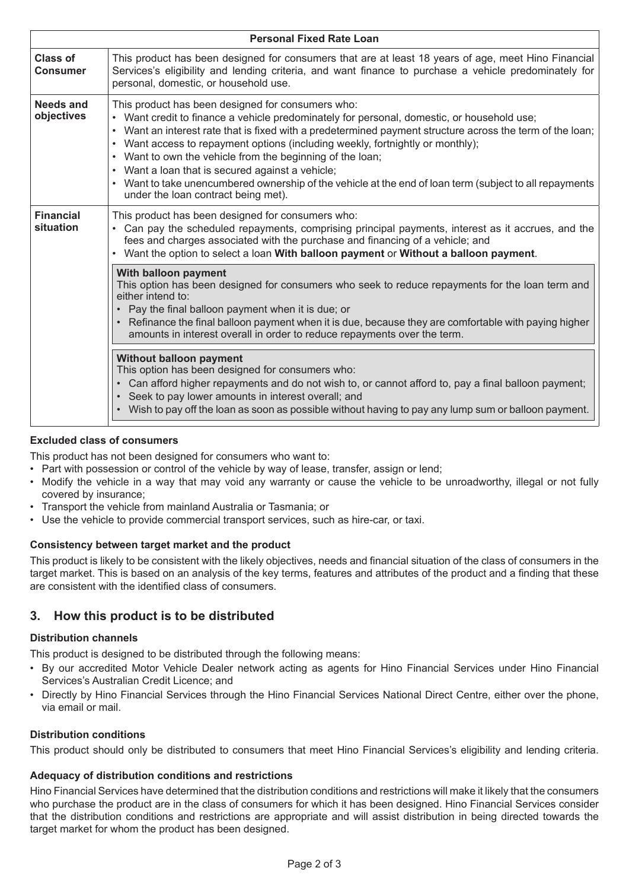| Personal Fixed Rate Loan | |
|---|---|
| **Class of Consumer** | This product has been designed for consumers that are at least 18 years of age, meet Hino Financial Services's eligibility and lending criteria, and want finance to purchase a vehicle predominately for personal, domestic, or household use. |
| **Needs and objectives** | This product has been designed for consumers who:<br>• Want credit to finance a vehicle predominately for personal, domestic, or household use;<br>• Want an interest rate that is fixed with a predetermined payment structure across the term of the loan;<br>• Want access to repayment options (including weekly, fortnightly or monthly);<br>• Want to own the vehicle from the beginning of the loan;<br>• Want a loan that is secured against a vehicle;<br>• Want to take unencumbered ownership of the vehicle at the end of loan term (subject to all repayments under the loan contract being met). |
| **Financial situation** | This product has been designed for consumers who:<br>• Can pay the scheduled repayments, comprising principal payments, interest as it accrues, and the fees and charges associated with the purchase and financing of a vehicle; and<br>• Want the option to select a loan **With balloon payment** or **Without a balloon payment**.<br><br>**With balloon payment**<br>This option has been designed for consumers who seek to reduce repayments for the loan term and either intend to:<br>• Pay the final balloon payment when it is due; or<br>• Refinance the final balloon payment when it is due, because they are comfortable with paying higher amounts in interest overall in order to reduce repayments over the term.<br><br>**Without balloon payment**<br>This option has been designed for consumers who:<br>• Can afford higher repayments and do not wish to, or cannot afford to, pay a final balloon payment;<br>• Seek to pay lower amounts in interest overall; and<br>• Wish to pay off the loan as soon as possible without having to pay any lump sum or balloon payment. |

### Excluded class of consumers

This product has not been designed for consumers who want to:

- Part with possession or control of the vehicle by way of lease, transfer, assign or lend;
- Modify the vehicle in a way that may void any warranty or cause the vehicle to be unroadworthy, illegal or not fully covered by insurance;
- Transport the vehicle from mainland Australia or Tasmania; or
- Use the vehicle to provide commercial transport services, such as hire-car, or taxi.

### Consistency between target market and the product

This product is likely to be consistent with the likely objectives, needs and financial situation of the class of consumers in the target market. This is based on an analysis of the key terms, features and attributes of the product and a finding that these are consistent with the identified class of consumers.

## 3. How this product is to be distributed

### Distribution channels

This product is designed to be distributed through the following means:

- By our accredited Motor Vehicle Dealer network acting as agents for Hino Financial Services under Hino Financial Services's Australian Credit Licence; and
- Directly by Hino Financial Services through the Hino Financial Services National Direct Centre, either over the phone, via email or mail.

### Distribution conditions

This product should only be distributed to consumers that meet Hino Financial Services's eligibility and lending criteria.

### Adequacy of distribution conditions and restrictions

Hino Financial Services have determined that the distribution conditions and restrictions will make it likely that the consumers who purchase the product are in the class of consumers for which it has been designed. Hino Financial Services consider that the distribution conditions and restrictions are appropriate and will assist distribution in being directed towards the target market for whom the product has been designed.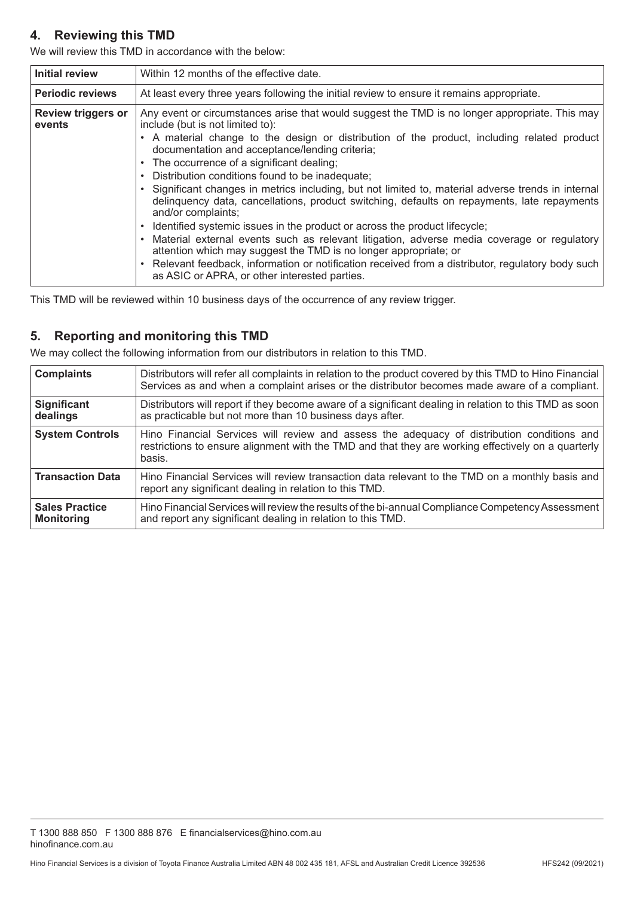## 4. Reviewing this TMD

We will review this TMD in accordance with the below:

| | |
|---|---|
| **Initial review** | Within 12 months of the effective date. |
| **Periodic reviews** | At least every three years following the initial review to ensure it remains appropriate. |
| **Review triggers or events** | Any event or circumstances arise that would suggest the TMD is no longer appropriate. This may include (but is not limited to):<br>• A material change to the design or distribution of the product, including related product documentation and acceptance/lending criteria;<br>• The occurrence of a significant dealing;<br>• Distribution conditions found to be inadequate;<br>• Significant changes in metrics including, but not limited to, material adverse trends in internal delinquency data, cancellations, product switching, defaults on repayments, late repayments and/or complaints;<br>• Identified systemic issues in the product or across the product lifecycle;<br>• Material external events such as relevant litigation, adverse media coverage or regulatory attention which may suggest the TMD is no longer appropriate; or<br>• Relevant feedback, information or notification received from a distributor, regulatory body such as ASIC or APRA, or other interested parties. |

This TMD will be reviewed within 10 business days of the occurrence of any review trigger.

## 5. Reporting and monitoring this TMD

We may collect the following information from our distributors in relation to this TMD.

| | |
|---|---|
| **Complaints** | Distributors will refer all complaints in relation to the product covered by this TMD to Hino Financial Services as and when a complaint arises or the distributor becomes made aware of a compliant. |
| **Significant dealings** | Distributors will report if they become aware of a significant dealing in relation to this TMD as soon as practicable but not more than 10 business days after. |
| **System Controls** | Hino Financial Services will review and assess the adequacy of distribution conditions and restrictions to ensure alignment with the TMD and that they are working effectively on a quarterly basis. |
| **Transaction Data** | Hino Financial Services will review transaction data relevant to the TMD on a monthly basis and report any significant dealing in relation to this TMD. |
| **Sales Practice Monitoring** | Hino Financial Services will review the results of the bi-annual Compliance Competency Assessment and report any significant dealing in relation to this TMD. |

T 1300 888 850 F 1300 888 876 E financialservices@hino.com.au
hinofinance.com.au

Hino Financial Services is a division of Toyota Finance Australia Limited ABN 48 002 435 181, AFSL and Australian Credit Licence 392536 HFS242 (09/2021)